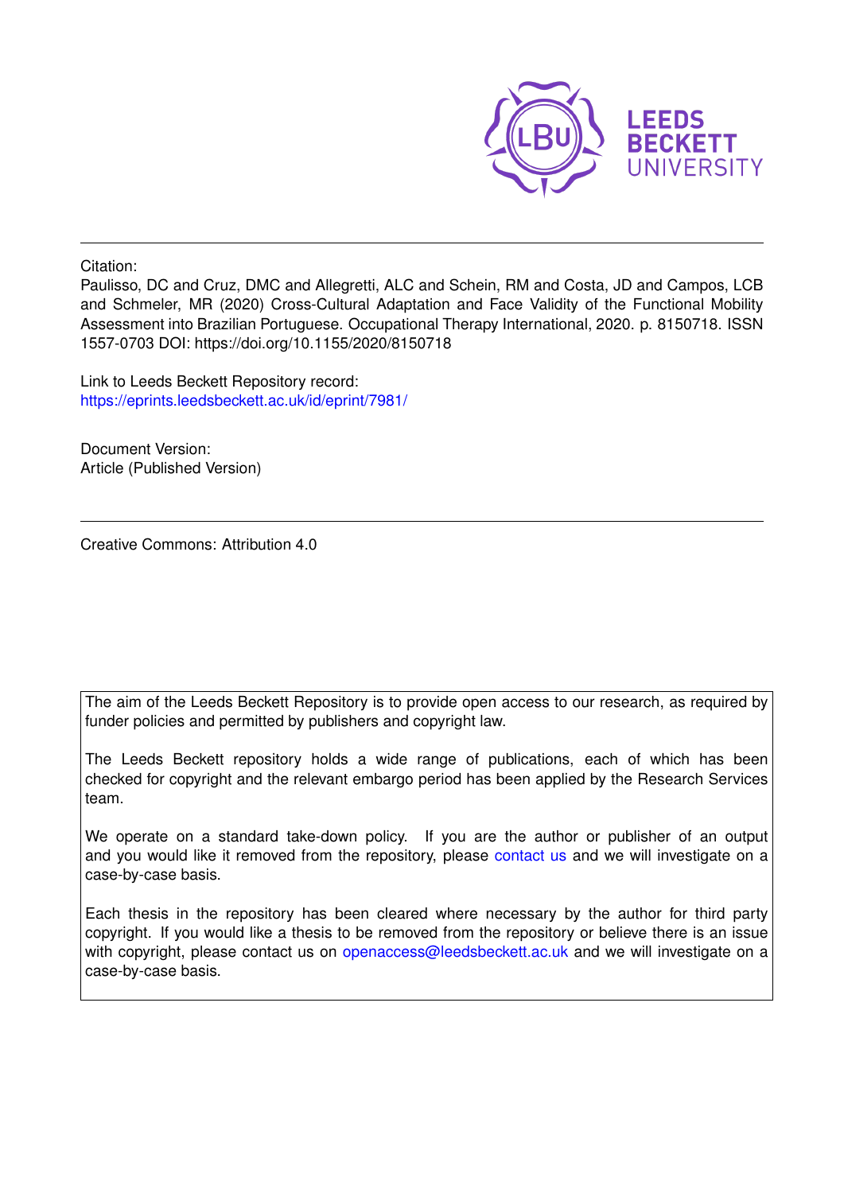Citation:

Paulisso, DC and Cruz, DMC and Allegretti, ALC and Schein, RM and Costa, JD and Campos, LCB and Schmeler, MR (2020) Cross-Cultural Adaptation and Face Validity of the Functional Mobility Assessment into Brazilian Portuguese. Occupational Therapy International, 2020. p. 8150718. ISSN 1557-0703 DOI: https://doi.org/10.1155/2020/8150718

Link to Leeds Beckett Repository record:
https://eprints.leedsbeckett.ac.uk/id/eprint/7981/

Document Version:
Article (Published Version)

---

Creative Commons: Attribution 4.0

The aim of the Leeds Beckett Repository is to provide open access to our research, as required by funder policies and permitted by publishers and copyright law.

The Leeds Beckett repository holds a wide range of publications, each of which has been checked for copyright and the relevant embargo period has been applied by the Research Services team.

We operate on a standard take-down policy. If you are the author or publisher of an output and you would like it removed from the repository, please contact us and we will investigate on a case-by-case basis.

Each thesis in the repository has been cleared where necessary by the author for third party copyright. If you would like a thesis to be removed from the repository or believe there is an issue with copyright, please contact us on openaccess@leedsbeckett.ac.uk and we will investigate on a case-by-case basis.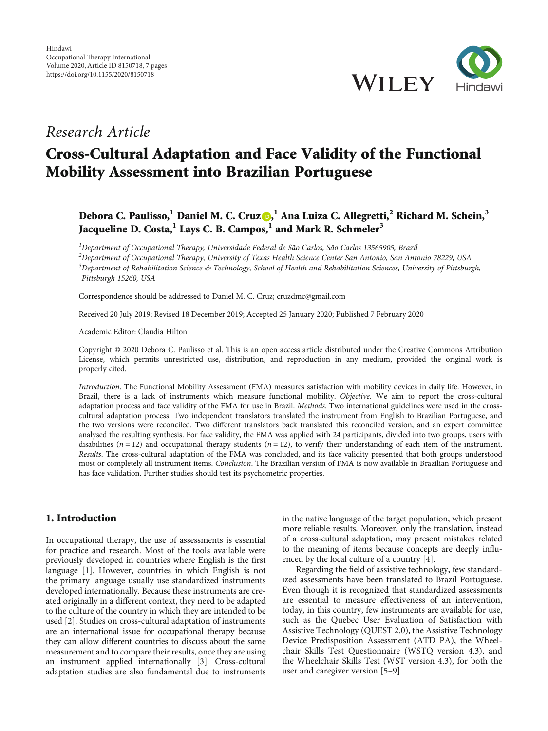Research Article

# Cross-Cultural Adaptation and Face Validity of the Functional Mobility Assessment into Brazilian Portuguese

**Debora C. Paulisso,[1] Daniel M. C. Cruz,[1] Ana Luiza C. Allegretti,[2] Richard M. Schein,[3] Jacqueline D. Costa,[1] Lays C. B. Campos,[1] and Mark R. Schmeler[3]**

[1]*Department of Occupational Therapy, Universidade Federal de São Carlos, São Carlos 13565905, Brazil*
[2]*Department of Occupational Therapy, University of Texas Health Science Center San Antonio, San Antonio 78229, USA*
[3]*Department of Rehabilitation Science & Technology, School of Health and Rehabilitation Sciences, University of Pittsburgh, Pittsburgh 15260, USA*

Correspondence should be addressed to Daniel M. C. Cruz; cruzdmc@gmail.com

Received 20 July 2019; Revised 18 December 2019; Accepted 25 January 2020; Published 7 February 2020

Academic Editor: Claudia Hilton

Copyright © 2020 Debora C. Paulisso et al. This is an open access article distributed under the Creative Commons Attribution License, which permits unrestricted use, distribution, and reproduction in any medium, provided the original work is properly cited.

*Introduction*. The Functional Mobility Assessment (FMA) measures satisfaction with mobility devices in daily life. However, in Brazil, there is a lack of instruments which measure functional mobility. *Objective*. We aim to report the cross-cultural adaptation process and face validity of the FMA for use in Brazil. *Methods*. Two international guidelines were used in the cross-cultural adaptation process. Two independent translators translated the instrument from English to Brazilian Portuguese, and the two versions were reconciled. Two different translators back translated this reconciled version, and an expert committee analysed the resulting synthesis. For face validity, the FMA was applied with 24 participants, divided into two groups, users with disabilities ($n = 12$) and occupational therapy students ($n = 12$), to verify their understanding of each item of the instrument. *Results*. The cross-cultural adaptation of the FMA was concluded, and its face validity presented that both groups understood most or completely all instrument items. *Conclusion*. The Brazilian version of FMA is now available in Brazilian Portuguese and has face validation. Further studies should test its psychometric properties.

## 1. Introduction

In occupational therapy, the use of assessments is essential for practice and research. Most of the tools available were previously developed in countries where English is the first language [1]. However, countries in which English is not the primary language usually use standardized instruments developed internationally. Because these instruments are created originally in a different context, they need to be adapted to the culture of the country in which they are intended to be used [2]. Studies on cross-cultural adaptation of instruments are an international issue for occupational therapy because they can allow different countries to discuss about the same measurement and to compare their results, once they are using an instrument applied internationally [3]. Cross-cultural adaptation studies are also fundamental due to instruments in the native language of the target population, which present more reliable results. Moreover, only the translation, instead of a cross-cultural adaptation, may present mistakes related to the meaning of items because concepts are deeply influenced by the local culture of a country [4].

Regarding the field of assistive technology, few standardized assessments have been translated to Brazil Portuguese. Even though it is recognized that standardized assessments are essential to measure effectiveness of an intervention, today, in this country, few instruments are available for use, such as the Quebec User Evaluation of Satisfaction with Assistive Technology (QUEST 2.0), the Assistive Technology Device Predisposition Assessment (ATD PA), the Wheelchair Skills Test Questionnaire (WSTQ version 4.3), and the Wheelchair Skills Test (WST version 4.3), for both the user and caregiver version [5–9].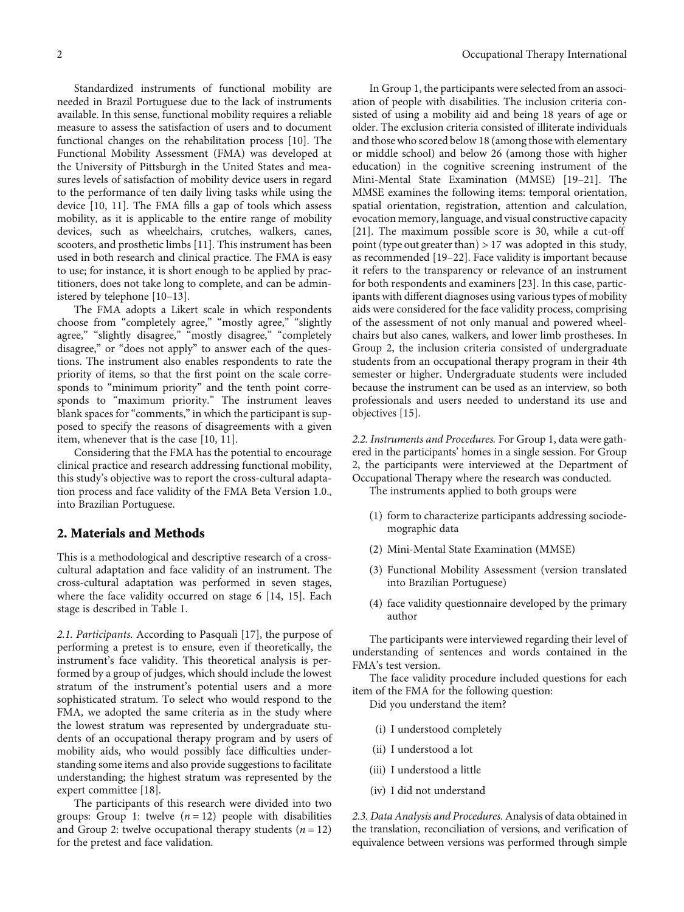Standardized instruments of functional mobility are needed in Brazil Portuguese due to the lack of instruments available. In this sense, functional mobility requires a reliable measure to assess the satisfaction of users and to document functional changes on the rehabilitation process [10]. The Functional Mobility Assessment (FMA) was developed at the University of Pittsburgh in the United States and measures levels of satisfaction of mobility device users in regard to the performance of ten daily living tasks while using the device [10, 11]. The FMA fills a gap of tools which assess mobility, as it is applicable to the entire range of mobility devices, such as wheelchairs, crutches, walkers, canes, scooters, and prosthetic limbs [11]. This instrument has been used in both research and clinical practice. The FMA is easy to use; for instance, it is short enough to be applied by practitioners, does not take long to complete, and can be administered by telephone [10–13].

The FMA adopts a Likert scale in which respondents choose from "completely agree," "mostly agree," "slightly agree," "slightly disagree," "mostly disagree," "completely disagree," or "does not apply" to answer each of the questions. The instrument also enables respondents to rate the priority of items, so that the first point on the scale corresponds to "minimum priority" and the tenth point corresponds to "maximum priority." The instrument leaves blank spaces for "comments," in which the participant is supposed to specify the reasons of disagreements with a given item, whenever that is the case [10, 11].

Considering that the FMA has the potential to encourage clinical practice and research addressing functional mobility, this study's objective was to report the cross-cultural adaptation process and face validity of the FMA Beta Version 1.0., into Brazilian Portuguese.

## 2. Materials and Methods

This is a methodological and descriptive research of a cross-cultural adaptation and face validity of an instrument. The cross-cultural adaptation was performed in seven stages, where the face validity occurred on stage 6 [14, 15]. Each stage is described in Table 1.

*2.1. Participants.* According to Pasquali [17], the purpose of performing a pretest is to ensure, even if theoretically, the instrument's face validity. This theoretical analysis is performed by a group of judges, which should include the lowest stratum of the instrument's potential users and a more sophisticated stratum. To select who would respond to the FMA, we adopted the same criteria as in the study where the lowest stratum was represented by undergraduate students of an occupational therapy program and by users of mobility aids, who would possibly face difficulties understanding some items and also provide suggestions to facilitate understanding; the highest stratum was represented by the expert committee [18].

The participants of this research were divided into two groups: Group 1: twelve ($n = 12$) people with disabilities and Group 2: twelve occupational therapy students ($n = 12$) for the pretest and face validation.

In Group 1, the participants were selected from an association of people with disabilities. The inclusion criteria consisted of using a mobility aid and being 18 years of age or older. The exclusion criteria consisted of illiterate individuals and those who scored below 18 (among those with elementary or middle school) and below 26 (among those with higher education) in the cognitive screening instrument of the Mini-Mental State Examination (MMSE) [19–21]. The MMSE examines the following items: temporal orientation, spatial orientation, registration, attention and calculation, evocation memory, language, and visual constructive capacity [21]. The maximum possible score is 30, while a cut-off point (type out greater than) > 17 was adopted in this study, as recommended [19–22]. Face validity is important because it refers to the transparency or relevance of an instrument for both respondents and examiners [23]. In this case, participants with different diagnoses using various types of mobility aids were considered for the face validity process, comprising of the assessment of not only manual and powered wheelchairs but also canes, walkers, and lower limb prostheses. In Group 2, the inclusion criteria consisted of undergraduate students from an occupational therapy program in their 4th semester or higher. Undergraduate students were included because the instrument can be used as an interview, so both professionals and users needed to understand its use and objectives [15].

*2.2. Instruments and Procedures.* For Group 1, data were gathered in the participants' homes in a single session. For Group 2, the participants were interviewed at the Department of Occupational Therapy where the research was conducted.

The instruments applied to both groups were

(1) form to characterize participants addressing sociodemographic data

(2) Mini-Mental State Examination (MMSE)

(3) Functional Mobility Assessment (version translated into Brazilian Portuguese)

(4) face validity questionnaire developed by the primary author

The participants were interviewed regarding their level of understanding of sentences and words contained in the FMA's test version.

The face validity procedure included questions for each item of the FMA for the following question:

Did you understand the item?

(i) I understood completely

(ii) I understood a lot

(iii) I understood a little

(iv) I did not understand

*2.3. Data Analysis and Procedures.* Analysis of data obtained in the translation, reconciliation of versions, and verification of equivalence between versions was performed through simple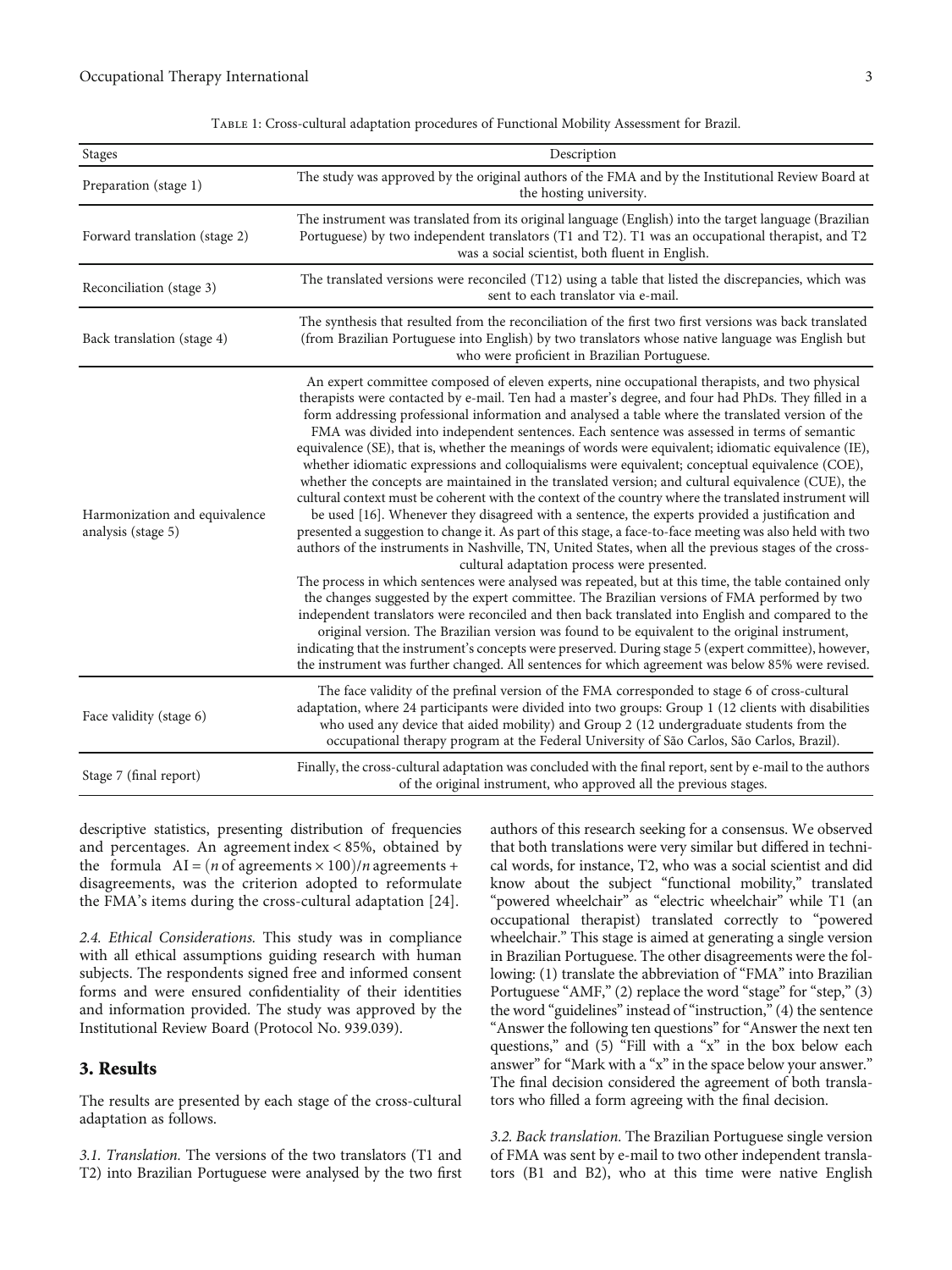Table 1: Cross-cultural adaptation procedures of Functional Mobility Assessment for Brazil.

| Stages | Description |
|---|---|
| Preparation (stage 1) | The study was approved by the original authors of the FMA and by the Institutional Review Board at the hosting university. |
| Forward translation (stage 2) | The instrument was translated from its original language (English) into the target language (Brazilian Portuguese) by two independent translators (T1 and T2). T1 was an occupational therapist, and T2 was a social scientist, both fluent in English. |
| Reconciliation (stage 3) | The translated versions were reconciled (T12) using a table that listed the discrepancies, which was sent to each translator via e-mail. |
| Back translation (stage 4) | The synthesis that resulted from the reconciliation of the first two first versions was back translated (from Brazilian Portuguese into English) by two translators whose native language was English but who were proficient in Brazilian Portuguese. |
| Harmonization and equivalence analysis (stage 5) | An expert committee composed of eleven experts, nine occupational therapists, and two physical therapists were contacted by e-mail. Ten had a master's degree, and four had PhDs. They filled in a form addressing professional information and analysed a table where the translated version of the FMA was divided into independent sentences. Each sentence was assessed in terms of semantic equivalence (SE), that is, whether the meanings of words were equivalent; idiomatic equivalence (IE), whether idiomatic expressions and colloquialisms were equivalent; conceptual equivalence (COE), whether the concepts are maintained in the translated version; and cultural equivalence (CUE), the cultural context must be coherent with the context of the country where the translated instrument will be used [16]. Whenever they disagreed with a sentence, the experts provided a justification and presented a suggestion to change it. As part of this stage, a face-to-face meeting was also held with two authors of the instruments in Nashville, TN, United States, when all the previous stages of the cross-cultural adaptation process were presented. The process in which sentences were analysed was repeated, but at this time, the table contained only the changes suggested by the expert committee. The Brazilian versions of FMA performed by two independent translators were reconciled and then back translated into English and compared to the original version. The Brazilian version was found to be equivalent to the original instrument, indicating that the instrument's concepts were preserved. During stage 5 (expert committee), however, the instrument was further changed. All sentences for which agreement was below 85% were revised. |
| Face validity (stage 6) | The face validity of the prefinal version of the FMA corresponded to stage 6 of cross-cultural adaptation, where 24 participants were divided into two groups: Group 1 (12 clients with disabilities who used any device that aided mobility) and Group 2 (12 undergraduate students from the occupational therapy program at the Federal University of São Carlos, São Carlos, Brazil). |
| Stage 7 (final report) | Finally, the cross-cultural adaptation was concluded with the final report, sent by e-mail to the authors of the original instrument, who approved all the previous stages. |

descriptive statistics, presenting distribution of frequencies and percentages. An agreement index < 85%, obtained by the formula $\text{AI} = (n \text{ of agreements} \times 100)/n \text{ agreements} + \text{disagreements}$, was the criterion adopted to reformulate the FMA's items during the cross-cultural adaptation [24].

*2.4. Ethical Considerations.* This study was in compliance with all ethical assumptions guiding research with human subjects. The respondents signed free and informed consent forms and were ensured confidentiality of their identities and information provided. The study was approved by the Institutional Review Board (Protocol No. 939.039).

## 3. Results

The results are presented by each stage of the cross-cultural adaptation as follows.

*3.1. Translation.* The versions of the two translators (T1 and T2) into Brazilian Portuguese were analysed by the two first authors of this research seeking for a consensus. We observed that both translations were very similar but differed in technical words, for instance, T2, who was a social scientist and did know about the subject "functional mobility," translated "powered wheelchair" as "electric wheelchair" while T1 (an occupational therapist) translated correctly to "powered wheelchair." This stage is aimed at generating a single version in Brazilian Portuguese. The other disagreements were the following: (1) translate the abbreviation of "FMA" into Brazilian Portuguese "AMF," (2) replace the word "stage" for "step," (3) the word "guidelines" instead of "instruction," (4) the sentence "Answer the following ten questions" for "Answer the next ten questions," and (5) "Fill with a "x" in the box below each answer" for "Mark with a "x" in the space below your answer." The final decision considered the agreement of both translators who filled a form agreeing with the final decision.

*3.2. Back translation.* The Brazilian Portuguese single version of FMA was sent by e-mail to two other independent translators (B1 and B2), who at this time were native English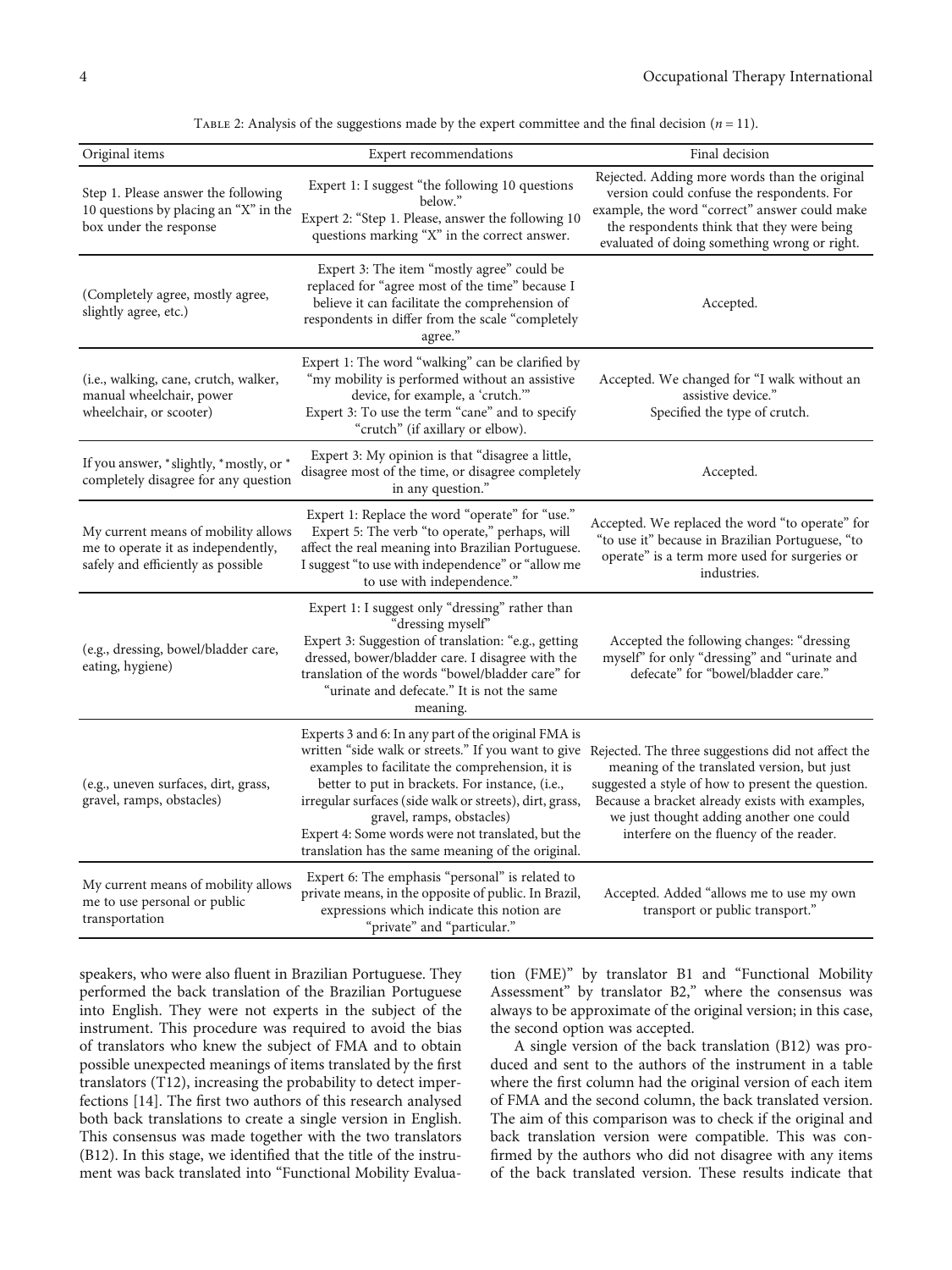Table 2: Analysis of the suggestions made by the expert committee and the final decision ($n = 11$).

| Original items | Expert recommendations | Final decision |
|---|---|---|
| Step 1. Please answer the following 10 questions by placing an "X" in the box under the response | Expert 1: I suggest "the following 10 questions below." Expert 2: "Step 1. Please, answer the following 10 questions marking "X" in the correct answer. | Rejected. Adding more words than the original version could confuse the respondents. For example, the word "correct" answer could make the respondents think that they were being evaluated of doing something wrong or right. |
| (Completely agree, mostly agree, slightly agree, etc.) | Expert 3: The item "mostly agree" could be replaced for "agree most of the time" because I believe it can facilitate the comprehension of respondents in differ from the scale "completely agree." | Accepted. |
| (i.e., walking, cane, crutch, walker, manual wheelchair, power wheelchair, or scooter) | Expert 1: The word "walking" can be clarified by "my mobility is performed without an assistive device, for example, a 'crutch.'" Expert 3: To use the term "cane" and to specify "crutch" (if axillary or elbow). | Accepted. We changed for "I walk without an assistive device." Specified the type of crutch. |
| If you answer, *slightly, *mostly, or * completely disagree for any question | Expert 3: My opinion is that "disagree a little, disagree most of the time, or disagree completely in any question." | Accepted. |
| My current means of mobility allows me to operate it as independently, safely and efficiently as possible | Expert 1: Replace the word "operate" for "use." Expert 5: The verb "to operate," perhaps, will affect the real meaning into Brazilian Portuguese. I suggest "to use with independence" or "allow me to use with independence." | Accepted. We replaced the word "to operate" for "to use it" because in Brazilian Portuguese, "to operate" is a term more used for surgeries or industries. |
| (e.g., dressing, bowel/bladder care, eating, hygiene) | Expert 1: I suggest only "dressing" rather than "dressing myself" Expert 3: Suggestion of translation: "e.g., getting dressed, bower/bladder care. I disagree with the translation of the words "bowel/bladder care" for "urinate and defecate." It is not the same meaning. | Accepted the following changes: "dressing myself" for only "dressing" and "urinate and defecate" for "bowel/bladder care." |
| (e.g., uneven surfaces, dirt, grass, gravel, ramps, obstacles) | Experts 3 and 6: In any part of the original FMA is written "side walk or streets." If you want to give examples to facilitate the comprehension, it is better to put in brackets. For instance, (i.e., irregular surfaces (side walk or streets), dirt, grass, gravel, ramps, obstacles) Expert 4: Some words were not translated, but the translation has the same meaning of the original. | Rejected. The three suggestions did not affect the meaning of the translated version, but just suggested a style of how to present the question. Because a bracket already exists with examples, we just thought adding another one could interfere on the fluency of the reader. |
| My current means of mobility allows me to use personal or public transportation | Expert 6: The emphasis "personal" is related to private means, in the opposite of public. In Brazil, expressions which indicate this notion are "private" and "particular." | Accepted. Added "allows me to use my own transport or public transport." |

speakers, who were also fluent in Brazilian Portuguese. They performed the back translation of the Brazilian Portuguese into English. They were not experts in the subject of the instrument. This procedure was required to avoid the bias of translators who knew the subject of FMA and to obtain possible unexpected meanings of items translated by the first translators (T12), increasing the probability to detect imperfections [14]. The first two authors of this research analysed both back translations to create a single version in English. This consensus was made together with the two translators (B12). In this stage, we identified that the title of the instrument was back translated into "Functional Mobility Evaluation (FME)" by translator B1 and "Functional Mobility Assessment" by translator B2," where the consensus was always to be approximate of the original version; in this case, the second option was accepted.

A single version of the back translation (B12) was produced and sent to the authors of the instrument in a table where the first column had the original version of each item of FMA and the second column, the back translated version. The aim of this comparison was to check if the original and back translation version were compatible. This was confirmed by the authors who did not disagree with any items of the back translated version. These results indicate that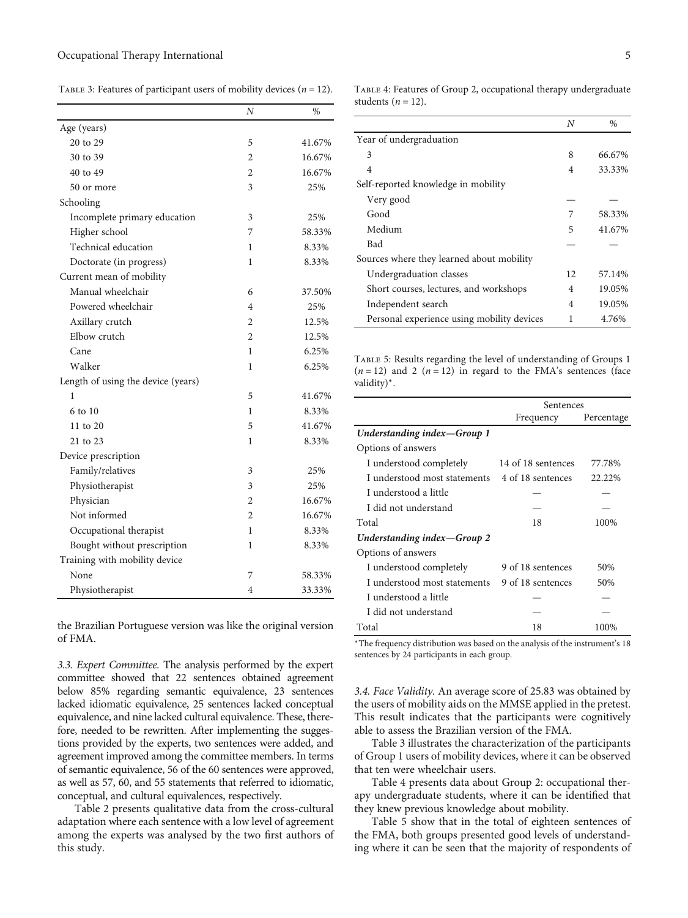Table 3: Features of participant users of mobility devices ($n = 12$).

| | $N$ | % |
|---|---|---|
| Age (years) | | |
| 20 to 29 | 5 | 41.67% |
| 30 to 39 | 2 | 16.67% |
| 40 to 49 | 2 | 16.67% |
| 50 or more | 3 | 25% |
| Schooling | | |
| Incomplete primary education | 3 | 25% |
| Higher school | 7 | 58.33% |
| Technical education | 1 | 8.33% |
| Doctorate (in progress) | 1 | 8.33% |
| Current mean of mobility | | |
| Manual wheelchair | 6 | 37.50% |
| Powered wheelchair | 4 | 25% |
| Axillary crutch | 2 | 12.5% |
| Elbow crutch | 2 | 12.5% |
| Cane | 1 | 6.25% |
| Walker | 1 | 6.25% |
| Length of using the device (years) | | |
| 1 | 5 | 41.67% |
| 6 to 10 | 1 | 8.33% |
| 11 to 20 | 5 | 41.67% |
| 21 to 23 | 1 | 8.33% |
| Device prescription | | |
| Family/relatives | 3 | 25% |
| Physiotherapist | 3 | 25% |
| Physician | 2 | 16.67% |
| Not informed | 2 | 16.67% |
| Occupational therapist | 1 | 8.33% |
| Bought without prescription | 1 | 8.33% |
| Training with mobility device | | |
| None | 7 | 58.33% |
| Physiotherapist | 4 | 33.33% |

the Brazilian Portuguese version was like the original version of FMA.

*3.3. Expert Committee.* The analysis performed by the expert committee showed that 22 sentences obtained agreement below 85% regarding semantic equivalence, 23 sentences lacked idiomatic equivalence, 25 sentences lacked conceptual equivalence, and nine lacked cultural equivalence. These, therefore, needed to be rewritten. After implementing the suggestions provided by the experts, two sentences were added, and agreement improved among the committee members. In terms of semantic equivalence, 56 of the 60 sentences were approved, as well as 57, 60, and 55 statements that referred to idiomatic, conceptual, and cultural equivalences, respectively.

Table 2 presents qualitative data from the cross-cultural adaptation where each sentence with a low level of agreement among the experts was analysed by the two first authors of this study.

Table 4: Features of Group 2, occupational therapy undergraduate students ($n = 12$).

| | $N$ | % |
|---|---|---|
| Year of undergraduation | | |
| 3 | 8 | 66.67% |
| 4 | 4 | 33.33% |
| Self-reported knowledge in mobility | | |
| Very good | — | — |
| Good | 7 | 58.33% |
| Medium | 5 | 41.67% |
| Bad | — | — |
| Sources where they learned about mobility | | |
| Undergraduation classes | 12 | 57.14% |
| Short courses, lectures, and workshops | 4 | 19.05% |
| Independent search | 4 | 19.05% |
| Personal experience using mobility devices | 1 | 4.76% |

Table 5: Results regarding the level of understanding of Groups 1 ($n = 12$) and 2 ($n = 12$) in regard to the FMA's sentences (face validity)*.

| | Sentences | |
|---|---|---|
| | Frequency | Percentage |
| ***Understanding index—Group 1*** | | |
| Options of answers | | |
| I understood completely | 14 of 18 sentences | 77.78% |
| I understood most statements | 4 of 18 sentences | 22.22% |
| I understood a little | — | — |
| I did not understand | — | — |
| Total | 18 | 100% |
| ***Understanding index—Group 2*** | | |
| Options of answers | | |
| I understood completely | 9 of 18 sentences | 50% |
| I understood most statements | 9 of 18 sentences | 50% |
| I understood a little | — | — |
| I did not understand | — | — |
| Total | 18 | 100% |

*The frequency distribution was based on the analysis of the instrument's 18 sentences by 24 participants in each group.

*3.4. Face Validity.* An average score of 25.83 was obtained by the users of mobility aids on the MMSE applied in the pretest. This result indicates that the participants were cognitively able to assess the Brazilian version of the FMA.

Table 3 illustrates the characterization of the participants of Group 1 users of mobility devices, where it can be observed that ten were wheelchair users.

Table 4 presents data about Group 2: occupational therapy undergraduate students, where it can be identified that they knew previous knowledge about mobility.

Table 5 show that in the total of eighteen sentences of the FMA, both groups presented good levels of understanding where it can be seen that the majority of respondents of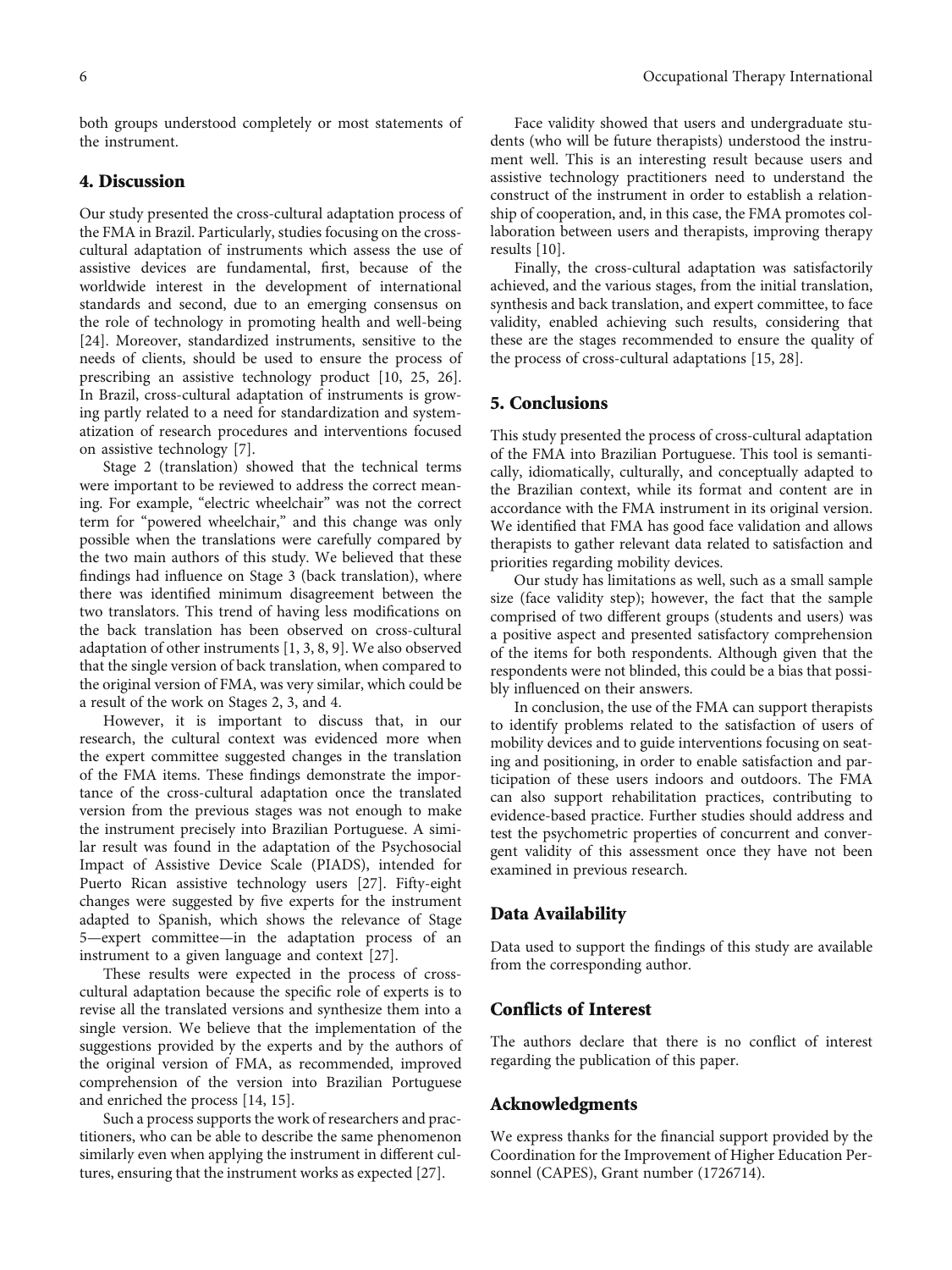both groups understood completely or most statements of the instrument.

## 4. Discussion

Our study presented the cross-cultural adaptation process of the FMA in Brazil. Particularly, studies focusing on the cross-cultural adaptation of instruments which assess the use of assistive devices are fundamental, first, because of the worldwide interest in the development of international standards and second, due to an emerging consensus on the role of technology in promoting health and well-being [24]. Moreover, standardized instruments, sensitive to the needs of clients, should be used to ensure the process of prescribing an assistive technology product [10, 25, 26]. In Brazil, cross-cultural adaptation of instruments is growing partly related to a need for standardization and systematization of research procedures and interventions focused on assistive technology [7].

Stage 2 (translation) showed that the technical terms were important to be reviewed to address the correct meaning. For example, "electric wheelchair" was not the correct term for "powered wheelchair," and this change was only possible when the translations were carefully compared by the two main authors of this study. We believed that these findings had influence on Stage 3 (back translation), where there was identified minimum disagreement between the two translators. This trend of having less modifications on the back translation has been observed on cross-cultural adaptation of other instruments [1, 3, 8, 9]. We also observed that the single version of back translation, when compared to the original version of FMA, was very similar, which could be a result of the work on Stages 2, 3, and 4.

However, it is important to discuss that, in our research, the cultural context was evidenced more when the expert committee suggested changes in the translation of the FMA items. These findings demonstrate the importance of the cross-cultural adaptation once the translated version from the previous stages was not enough to make the instrument precisely into Brazilian Portuguese. A similar result was found in the adaptation of the Psychosocial Impact of Assistive Device Scale (PIADS), intended for Puerto Rican assistive technology users [27]. Fifty-eight changes were suggested by five experts for the instrument adapted to Spanish, which shows the relevance of Stage 5—expert committee—in the adaptation process of an instrument to a given language and context [27].

These results were expected in the process of cross-cultural adaptation because the specific role of experts is to revise all the translated versions and synthesize them into a single version. We believe that the implementation of the suggestions provided by the experts and by the authors of the original version of FMA, as recommended, improved comprehension of the version into Brazilian Portuguese and enriched the process [14, 15].

Such a process supports the work of researchers and practitioners, who can be able to describe the same phenomenon similarly even when applying the instrument in different cultures, ensuring that the instrument works as expected [27].

Face validity showed that users and undergraduate students (who will be future therapists) understood the instrument well. This is an interesting result because users and assistive technology practitioners need to understand the construct of the instrument in order to establish a relationship of cooperation, and, in this case, the FMA promotes collaboration between users and therapists, improving therapy results [10].

Finally, the cross-cultural adaptation was satisfactorily achieved, and the various stages, from the initial translation, synthesis and back translation, and expert committee, to face validity, enabled achieving such results, considering that these are the stages recommended to ensure the quality of the process of cross-cultural adaptations [15, 28].

## 5. Conclusions

This study presented the process of cross-cultural adaptation of the FMA into Brazilian Portuguese. This tool is semantically, idiomatically, culturally, and conceptually adapted to the Brazilian context, while its format and content are in accordance with the FMA instrument in its original version. We identified that FMA has good face validation and allows therapists to gather relevant data related to satisfaction and priorities regarding mobility devices.

Our study has limitations as well, such as a small sample size (face validity step); however, the fact that the sample comprised of two different groups (students and users) was a positive aspect and presented satisfactory comprehension of the items for both respondents. Although given that the respondents were not blinded, this could be a bias that possibly influenced on their answers.

In conclusion, the use of the FMA can support therapists to identify problems related to the satisfaction of users of mobility devices and to guide interventions focusing on seating and positioning, in order to enable satisfaction and participation of these users indoors and outdoors. The FMA can also support rehabilitation practices, contributing to evidence-based practice. Further studies should address and test the psychometric properties of concurrent and convergent validity of this assessment once they have not been examined in previous research.

## Data Availability

Data used to support the findings of this study are available from the corresponding author.

## Conflicts of Interest

The authors declare that there is no conflict of interest regarding the publication of this paper.

## Acknowledgments

We express thanks for the financial support provided by the Coordination for the Improvement of Higher Education Personnel (CAPES), Grant number (1726714).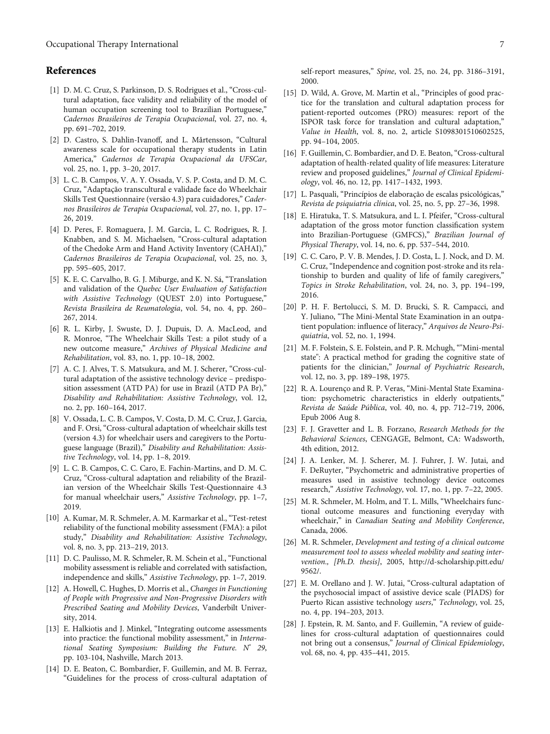## References

[1] D. M. C. Cruz, S. Parkinson, D. S. Rodrigues et al., "Cross-cultural adaptation, face validity and reliability of the model of human occupation screening tool to Brazilian Portuguese," *Cadernos Brasileiros de Terapia Ocupacional*, vol. 27, no. 4, pp. 691–702, 2019.

[2] D. Castro, S. Dahlin-Ivanoff, and L. Mårtensson, "Cultural awareness scale for occupational therapy students in Latin America," *Cadernos de Terapia Ocupacional da UFSCar*, vol. 25, no. 1, pp. 3–20, 2017.

[3] L. C. B. Campos, V. A. Y. Ossada, V. S. P. Costa, and D. M. C. Cruz, "Adaptação transcultural e validade face do Wheelchair Skills Test Questionnaire (versão 4.3) para cuidadores," *Cadernos Brasileiros de Terapia Ocupacional*, vol. 27, no. 1, pp. 17–26, 2019.

[4] D. Peres, F. Romaguera, J. M. Garcia, L. C. Rodrigues, R. J. Knabben, and S. M. Michaelsen, "Cross-cultural adaptation of the Chedoke Arm and Hand Activity Inventory (CAHAI)," *Cadernos Brasileiros de Terapia Ocupacional*, vol. 25, no. 3, pp. 595–605, 2017.

[5] K. E. C. Carvalho, B. G. J. Miburge, and K. N. Sá, "Translation and validation of the *Quebec User Evaluation of Satisfaction with Assistive Technology* (QUEST 2.0) into Portuguese," *Revista Brasileira de Reumatologia*, vol. 54, no. 4, pp. 260–267, 2014.

[6] R. L. Kirby, J. Swuste, D. J. Dupuis, D. A. MacLeod, and R. Monroe, "The Wheelchair Skills Test: a pilot study of a new outcome measure," *Archives of Physical Medicine and Rehabilitation*, vol. 83, no. 1, pp. 10–18, 2002.

[7] A. C. J. Alves, T. S. Matsukura, and M. J. Scherer, "Cross-cultural adaptation of the assistive technology device – predisposition assessment (ATD PA) for use in Brazil (ATD PA Br)," *Disability and Rehabilitation: Assistive Technology*, vol. 12, no. 2, pp. 160–164, 2017.

[8] V. Ossada, L. C. B. Campos, V. Costa, D. M. C. Cruz, J. Garcia, and F. Orsi, "Cross-cultural adaptation of wheelchair skills test (version 4.3) for wheelchair users and caregivers to the Portuguese language (Brazil)," *Disability and Rehabilitation: Assistive Technology*, vol. 14, pp. 1–8, 2019.

[9] L. C. B. Campos, C. C. Caro, E. Fachin-Martins, and D. M. C. Cruz, "Cross-cultural adaptation and reliability of the Brazilian version of the Wheelchair Skills Test-Questionnaire 4.3 for manual wheelchair users," *Assistive Technology*, pp. 1–7, 2019.

[10] A. Kumar, M. R. Schmeler, A. M. Karmarkar et al., "Test-retest reliability of the functional mobility assessment (FMA): a pilot study," *Disability and Rehabilitation: Assistive Technology*, vol. 8, no. 3, pp. 213–219, 2013.

[11] D. C. Paulisso, M. R. Schmeler, R. M. Schein et al., "Functional mobility assessment is reliable and correlated with satisfaction, independence and skills," *Assistive Technology*, pp. 1–7, 2019.

[12] A. Howell, C. Hughes, D. Morris et al., *Changes in Functioning of People with Progressive and Non-Progressive Disorders with Prescribed Seating and Mobility Devices*, Vanderbilt University, 2014.

[13] E. Halkiotis and J. Minkel, "Integrating outcome assessments into practice: the functional mobility assessment," in *International Seating Symposium: Building the Future. N° 29*, pp. 103-104, Nashville, March 2013.

[14] D. E. Beaton, C. Bombardier, F. Guillemin, and M. B. Ferraz, "Guidelines for the process of cross-cultural adaptation of self-report measures," *Spine*, vol. 25, no. 24, pp. 3186–3191, 2000.

[15] D. Wild, A. Grove, M. Martin et al., "Principles of good practice for the translation and cultural adaptation process for patient-reported outcomes (PRO) measures: report of the ISPOR task force for translation and cultural adaptation," *Value in Health*, vol. 8, no. 2, article S1098301510602525, pp. 94–104, 2005.

[16] F. Guillemin, C. Bombardier, and D. E. Beaton, "Cross-cultural adaptation of health-related quality of life measures: Literature review and proposed guidelines," *Journal of Clinical Epidemiology*, vol. 46, no. 12, pp. 1417–1432, 1993.

[17] L. Pasquali, "Princípios de elaboração de escalas psicológicas," *Revista de psiquiatria clínica*, vol. 25, no. 5, pp. 27–36, 1998.

[18] E. Hiratuka, T. S. Matsukura, and L. I. Pfeifer, "Cross-cultural adaptation of the gross motor function classification system into Brazilian-Portuguese (GMFCS)," *Brazilian Journal of Physical Therapy*, vol. 14, no. 6, pp. 537–544, 2010.

[19] C. C. Caro, P. V. B. Mendes, J. D. Costa, L. J. Nock, and D. M. C. Cruz, "Independence and cognition post-stroke and its relationship to burden and quality of life of family caregivers," *Topics in Stroke Rehabilitation*, vol. 24, no. 3, pp. 194–199, 2016.

[20] P. H. F. Bertolucci, S. M. D. Brucki, S. R. Campacci, and Y. Juliano, "The Mini-Mental State Examination in an outpatient population: influence of literacy," *Arquivos de Neuro-Psiquiatria*, vol. 52, no. 1, 1994.

[21] M. F. Folstein, S. E. Folstein, and P. R. Mchugh, ""Mini-mental state": A practical method for grading the cognitive state of patients for the clinician," *Journal of Psychiatric Research*, vol. 12, no. 3, pp. 189–198, 1975.

[22] R. A. Lourenço and R. P. Veras, "Mini-Mental State Examination: psychometric characteristics in elderly outpatients," *Revista de Saúde Pública*, vol. 40, no. 4, pp. 712–719, 2006, Epub 2006 Aug 8.

[23] F. J. Gravetter and L. B. Forzano, *Research Methods for the Behavioral Sciences*, CENGAGE, Belmont, CA: Wadsworth, 4th edition, 2012.

[24] J. A. Lenker, M. J. Scherer, M. J. Fuhrer, J. W. Jutai, and F. DeRuyter, "Psychometric and administrative properties of measures used in assistive technology device outcomes research," *Assistive Technology*, vol. 17, no. 1, pp. 7–22, 2005.

[25] M. R. Schmeler, M. Holm, and T. L. Mills, "Wheelchairs functional outcome measures and functioning everyday with wheelchair," in *Canadian Seating and Mobility Conference*, Canada, 2006.

[26] M. R. Schmeler, *Development and testing of a clinical outcome measurement tool to assess wheeled mobility and seating intervention., [Ph.D. thesis]*, 2005, http://d-scholarship.pitt.edu/9562/.

[27] E. M. Orellano and J. W. Jutai, "Cross-cultural adaptation of the psychosocial impact of assistive device scale (PIADS) for Puerto Rican assistive technology *users*," *Technology*, vol. 25, no. 4, pp. 194–203, 2013.

[28] J. Epstein, R. M. Santo, and F. Guillemin, "A review of guidelines for cross-cultural adaptation of questionnaires could not bring out a consensus," *Journal of Clinical Epidemiology*, vol. 68, no. 4, pp. 435–441, 2015.